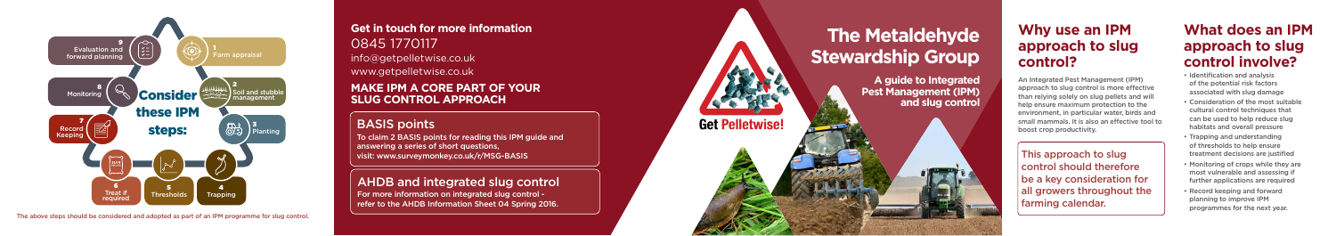# The Metaldehyde Stewardship Group

**A guide to Integrated Pest Management (IPM) and slug control**

Get Pelletwise!

## Why use an IPM approach to slug control?

An Integrated Pest Management (IPM) approach to slug control is more effective than relying solely on slug pellets and will help ensure maximum protection to the environment, in particular water, birds and small mammals. It is also an effective tool to boost crop productivity.

This approach to slug control should therefore be a key consideration for all growers throughout the farming calendar.

## What does an IPM approach to slug control involve?

- Identification and analysis of the potential risk factors associated with slug damage
- Consideration of the most suitable cultural control techniques that can be used to help reduce slug habitats and overall pressure
- Trapping and understanding of thresholds to help ensure treatment decisions are justified
- Monitoring of crops while they are most vulnerable and assessing if further applications are required
- Record keeping and forward planning to improve IPM programmes for the next year.

## Consider these IPM steps:

1. Farm appraisal
2. Soil and stubble management
3. Planting
4. Trapping
5. Thresholds
6. Treat if required
7. Record Keeping
8. Monitoring
9. Evaluation and forward planning

The above steps should be considered and adopted as part of an IPM programme for slug control.

**Get in touch for more information**

0845 1770117

info@getpelletwise.co.uk

www.getpelletwise.co.uk

**MAKE IPM A CORE PART OF YOUR SLUG CONTROL APPROACH**

### BASIS points

To claim 2 BASIS points for reading this IPM guide and answering a series of short questions, visit: www.surveymonkey.co.uk/r/MSG-BASIS

### AHDB and integrated slug control

For more information on integrated slug control - refer to the AHDB Information Sheet 04 Spring 2016.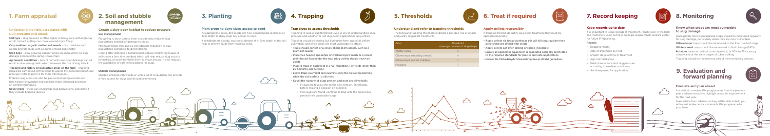# 1. Farm appraisal

### Understand the risks associated with slug pressure and attack

**Soil type** – slug pressure is often higher in heavy soils with high clay or silt content as they can move around more freely.

**Crop residues, organic matter and weeds** – crop residues and weeds provide slugs with a source of food and shelter.

**Crop type** – slow growing autumn crops are more prone to slug damage compared to spring-sown crops.

**Agronomic conditions** – lack of nutrients and poor drainage can all result in slow crop growth which increases the risk of slug attack.

**Trapping and history of slug active areas on the farm** – trapping should be carried out at this stage to assess the potential risk of slug pressure (refer to point 4 for more information).

Problem slug areas can also be pin-pointed using records and field history knowledge and can help make informed decisions on control techniques.

**Cover crops** – these can encourage slug populations, especially if they include brassica species.

# 2. Soil and stubble management

### Create a slug-poor habitat to reduce pressure

**Soil management**

Ploughing to bury surface trash considerably reduces slug populations and risk of damage to crops.

Minimum tillage also gives a considerable reduction in slug populations compared to direct drilling.

Rolling after drilling is a fundamental cultural control technique. It will create a firm, fine seedbed which will help reduce slug activity by making it harder for them to move around. It also reduces the availability of safe resting places for slugs.

**Stubble management**

Stubble infested with weeds or with a lot of crop debris can provide a food source for slugs and should be removed.

# 3. Planting

### Plant crops to deny slugs access to seed

At appropriate dates, drill seeds into fine, consolidated seedbeds at 3cm depth to deny slugs any access to seed.

If seedbeds are cloddy, sow seeds deeper at 4-5cm depth as this will help to prevent slugs from reaching seed.

# 4. Trapping

### Trap slugs to assess thresholds

Trapping to assess slug threshold levels is key to understanding slug pressure and whether or not slug pellet applications are justified.

Trapping should be carried out during the farm appraisal, before cultivation, and while crops are most vulnerable to attack.

- Traps should consist of a cover, about 25cm across, such as a plant pot saucer
- Place two heaped spoonfuls of chicken layers' mash or a cereal grain-based food under the trap (dug pellets should never be used)
- Place 9 traps in each field in a 'W' formation. For fields larger than 20 hectares, use 13 traps
- Leave traps overnight and examine early the following morning while the soil surface is still moist
- Count the number of slugs present and note any slime trails
  - If slugs are found, refer to the next section, Thresholds, before making a decision on pelleting
  - If no slugs are found, continue to trap until the crops have passed their vulnerable stage

# 5. Thresholds

### Understand and refer to trapping thresholds

The following trapping thresholds indicate a possible risk of attack and justify slug pellet treatments.

| Crop | Threshold (average number of slugs/trap) |
|---|---|
| Winter cereal | 4 |
| Oilseed rape (standing cereals) | 4 |
| Oilseed rape (cereal stubble) | 1 |
| Potatoes | 1 |

# 6. Treat if required

### Apply pellets responsibly

If trapping thresholds justify slug pellet treatment they must be applied responsibly:

- Apply pellets via broadcasting as this will kill slugs quicker than pellets that are drilled with seeds
- Apply pellets just after drilling or rolling if possible
- Ensure all applicator equipment is calibrated correctly and tested to the required standards for precise and safe applications
- Follow the Metaldehyde Stewardship Group (MSG) guidelines.

# 7. Record keeping

### Keep records up to date

It is important to keep records of treatment, results seen in the field and machinery used, as these are legal requirements and are useful for future IPM planning.

**Record:**

- Trapping results
- Date of treatment by field
- Growth stage at time of treatment
- High risk field areas
- Field observations and slug pressure according to weather conditions
- Machinery used for application.

# 8. Monitoring

### Know when crops are most vulnerable to slug damage

Once pellets have been applied, crops should be monitored regularly for slug damage, particularly when they are most vulnerable.

**Oilseed rape** crops should be monitored to the four true leaf stage.

**Winter cereal** crops should be monitored to first tillering (GS21).

**Potatoes** have two critical control periods, at 50% to 75% canopy closure and at the early stages of tuber bulking.

Trapping should be repeated as part of the monitoring process.

# 9. Evaluation and forward planning

### Evaluate and plan ahead

It is critical to review IPM programmes from the previous year and use records to highlight areas for improvement for the next year.

Seek advice from advisers as they will be able to help you refine and implement a sustainable IPM programme for your farm.